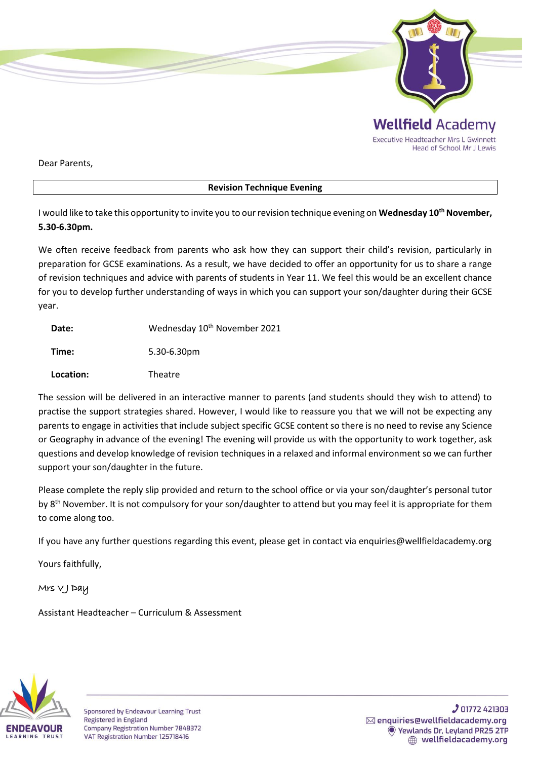Wellfield Academy

Executive Headteacher Mrs L Gwinnett
Head of School Mr J Lewis

Dear Parents,

**Revision Technique Evening**

I would like to take this opportunity to invite you to our revision technique evening on **Wednesday 10th November, 5.30-6.30pm.**

We often receive feedback from parents who ask how they can support their child's revision, particularly in preparation for GCSE examinations. As a result, we have decided to offer an opportunity for us to share a range of revision techniques and advice with parents of students in Year 11. We feel this would be an excellent chance for you to develop further understanding of ways in which you can support your son/daughter during their GCSE year.

| | |
|---|---|
| **Date:** | Wednesday 10th November 2021 |
| **Time:** | 5.30-6.30pm |
| **Location:** | Theatre |

The session will be delivered in an interactive manner to parents (and students should they wish to attend) to practise the support strategies shared. However, I would like to reassure you that we will not be expecting any parents to engage in activities that include subject specific GCSE content so there is no need to revise any Science or Geography in advance of the evening! The evening will provide us with the opportunity to work together, ask questions and develop knowledge of revision techniques in a relaxed and informal environment so we can further support your son/daughter in the future.

Please complete the reply slip provided and return to the school office or via your son/daughter's personal tutor by 8th November. It is not compulsory for your son/daughter to attend but you may feel it is appropriate for them to come along too.

If you have any further questions regarding this event, please get in contact via enquiries@wellfieldacademy.org

Yours faithfully,

Mrs V J Day

Assistant Headteacher – Curriculum & Assessment

ENDEAVOUR LEARNING TRUST

Sponsored by Endeavour Learning Trust
Registered in England
Company Registration Number 7848372
VAT Registration Number 125718416

01772 421303
enquiries@wellfieldacademy.org
Yewlands Dr, Leyland PR25 2TP
wellfieldacademy.org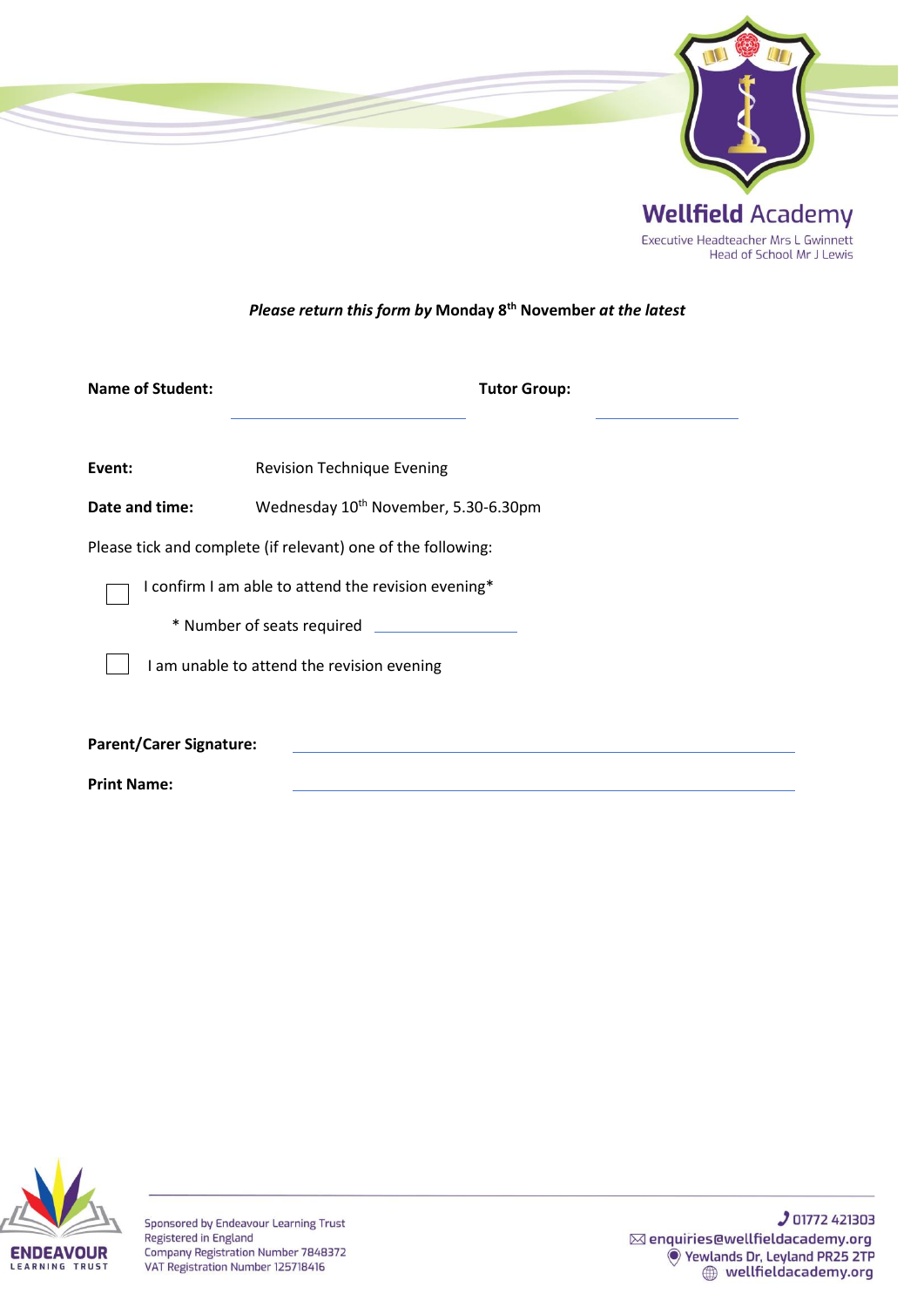Wellfield Academy

Executive Headteacher Mrs L Gwinnett
Head of School Mr J Lewis

*Please return this form by* **Monday 8th November** ***at the latest***

**Name of Student:** \_\_\_\_\_\_\_\_\_\_\_\_\_\_\_\_\_\_\_\_ **Tutor Group:** \_\_\_\_\_\_\_\_\_\_\_\_

**Event:** Revision Technique Evening

**Date and time:** Wednesday 10th November, 5.30-6.30pm

Please tick and complete (if relevant) one of the following:

☐ I confirm I am able to attend the revision evening*

\* Number of seats required \_\_\_\_\_\_\_\_\_\_\_\_

☐ I am unable to attend the revision evening

**Parent/Carer Signature:** \_\_\_\_\_\_\_\_\_\_\_\_\_\_\_\_\_\_\_\_\_\_\_\_\_\_\_\_\_\_\_\_\_\_\_\_

**Print Name:** \_\_\_\_\_\_\_\_\_\_\_\_\_\_\_\_\_\_\_\_\_\_\_\_\_\_\_\_\_\_\_\_\_\_\_\_

ENDEAVOUR LEARNING TRUST

Sponsored by Endeavour Learning Trust
Registered in England
Company Registration Number 7848372
VAT Registration Number 125718416

01772 421303
enquiries@wellfieldacademy.org
Yewlands Dr, Leyland PR25 2TP
wellfieldacademy.org